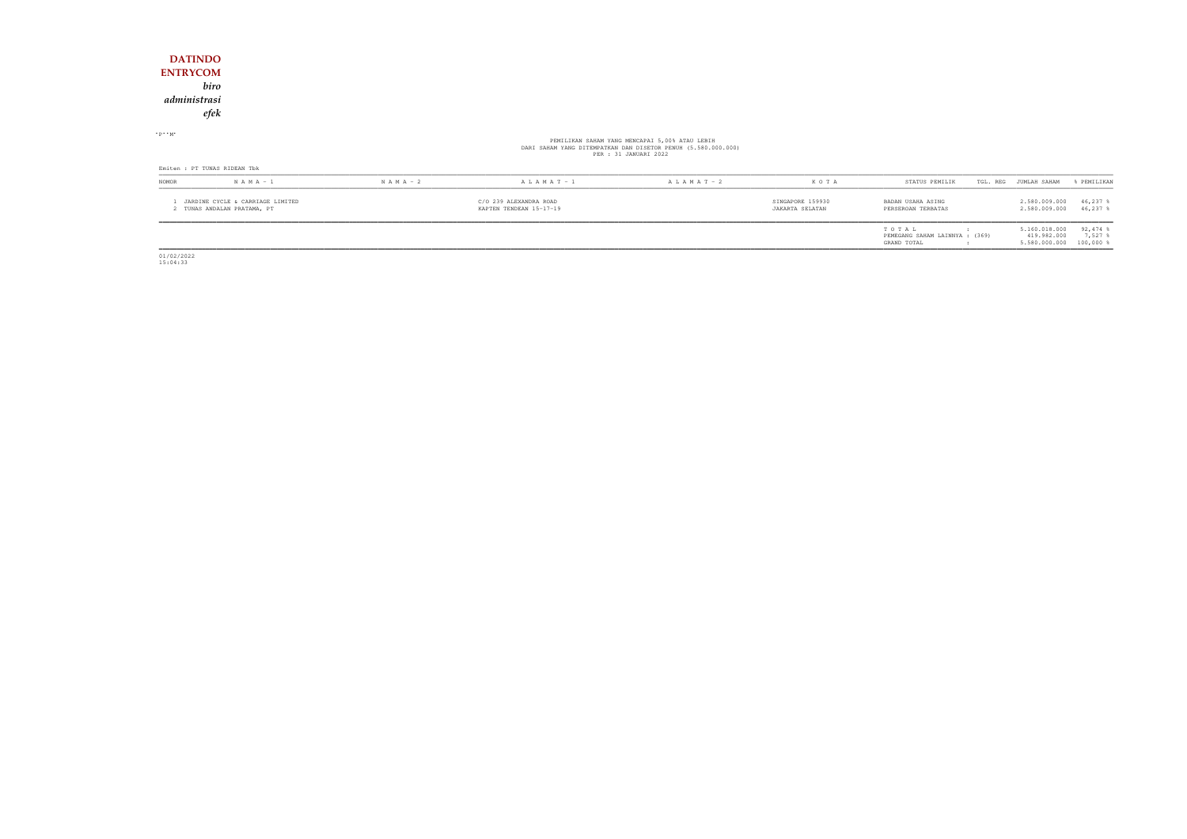**DATINDO**
**ENTRYCOM**
*biro*
*administrasi*
*efek*

"P""M"

PEMILIKAN SAHAM YANG MENCAPAI 5,00% ATAU LEBIH
DARI SAHAM YANG DITEMPATKAN DAN DISETOR PENUH (5.580.000.000)
PER : 31 JANUARI 2022

Emiten : PT TUNAS RIDEAN Tbk

| NOMOR | N A M A - 1 | N A M A - 2 | A L A M A T - 1 | A L A M A T - 2 | K O T A | STATUS PEMILIK | TGL. REG | JUMLAH SAHAM | % PEMILIKAN |
|---|---|---|---|---|---|---|---|---|---|
| 1 | JARDINE CYCLE & CARRIAGE LIMITED | | C/O 239 ALEXANDRA ROAD | | SINGAPORE 159930 | BADAN USAHA ASING | | 2.580.009.000 | 46,237 % |
| 2 | TUNAS ANDALAN PRATAMA, PT | | KAPTEN TENDEAN 15-17-19 | | JAKARTA SELATAN | PERSEROAN TERBATAS | | 2.580.009.000 | 46,237 % |
| | | | | | | T O T A L : | | 5.160.018.000 | 92,474 % |
| | | | | | | PEMEGANG SAHAM LAINNYA : (369) | | 419.982.000 | 7,527 % |
| | | | | | | GRAND TOTAL : | | 5.580.000.000 | 100,000 % |

01/02/2022
15:04:33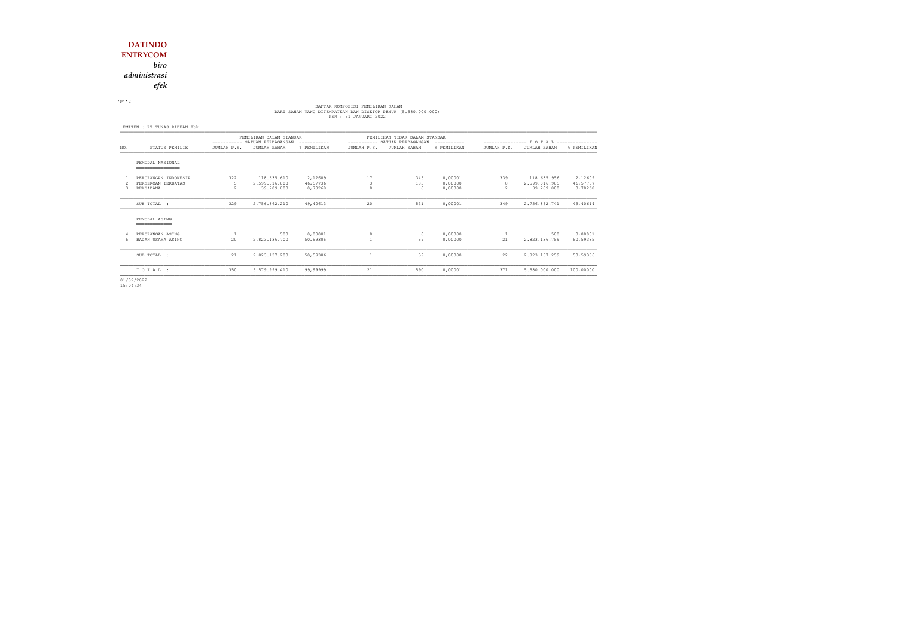**DATINDO**
**ENTRYCOM**
*biro*
*administrasi*
*efek*

DAFTAR KOMPOSISI PEMILIKAN SAHAM
DARI SAHAM YANG DITEMPATKAN DAN DISETOR PENUH (5.580.000.000)
PER : 31 JANUARI 2022

EMITEN : PT TUNAS RIDEAN Tbk

| NO. | STATUS PEMILIK | PEMILIKAN DALAM STANDAR SATUAN PERDAGANGAN | | | PEMILIKAN TIDAK DALAM STANDAR SATUAN PERDAGANGAN | | | T O T A L | | |
|---|---|---|---|---|---|---|---|---|---|---|
| | | JUMLAH P.S. | JUMLAH SAHAM | % PEMILIKAN | JUMLAH P.S. | JUMLAH SAHAM | % PEMILIKAN | JUMLAH P.S. | JUMLAH SAHAM | % PEMILIKAN |
| | PEMODAL NASIONAL | | | | | | | | | |
| 1 | PERORANGAN INDONESIA | 322 | 118.635.610 | 2,12609 | 17 | 346 | 0,00001 | 339 | 118.635.956 | 2,12609 |
| 2 | PERSEROAN TERBATAS | 5 | 2.599.016.800 | 46,57736 | 3 | 185 | 0,00000 | 8 | 2.599.016.985 | 46,57737 |
| 3 | REKSADANA | 2 | 39.209.800 | 0,70268 | 0 | 0 | 0,00000 | 2 | 39.209.800 | 0,70268 |
| | SUB TOTAL : | 329 | 2.756.862.210 | 49,40613 | 20 | 531 | 0,00001 | 349 | 2.756.862.741 | 49,40614 |
| | PEMODAL ASING | | | | | | | | | |
| 4 | PERORANGAN ASING | 1 | 500 | 0,00001 | 0 | 0 | 0,00000 | 1 | 500 | 0,00001 |
| 5 | BADAN USAHA ASING | 20 | 2.823.136.700 | 50,59385 | 1 | 59 | 0,00000 | 21 | 2.823.136.759 | 50,59385 |
| | SUB TOTAL : | 21 | 2.823.137.200 | 50,59386 | 1 | 59 | 0,00000 | 22 | 2.823.137.259 | 50,59386 |
| | T O T A L : | 350 | 5.579.999.410 | 99,99999 | 21 | 590 | 0,00001 | 371 | 5.580.000.000 | 100,00000 |

01/02/2022
15:04:34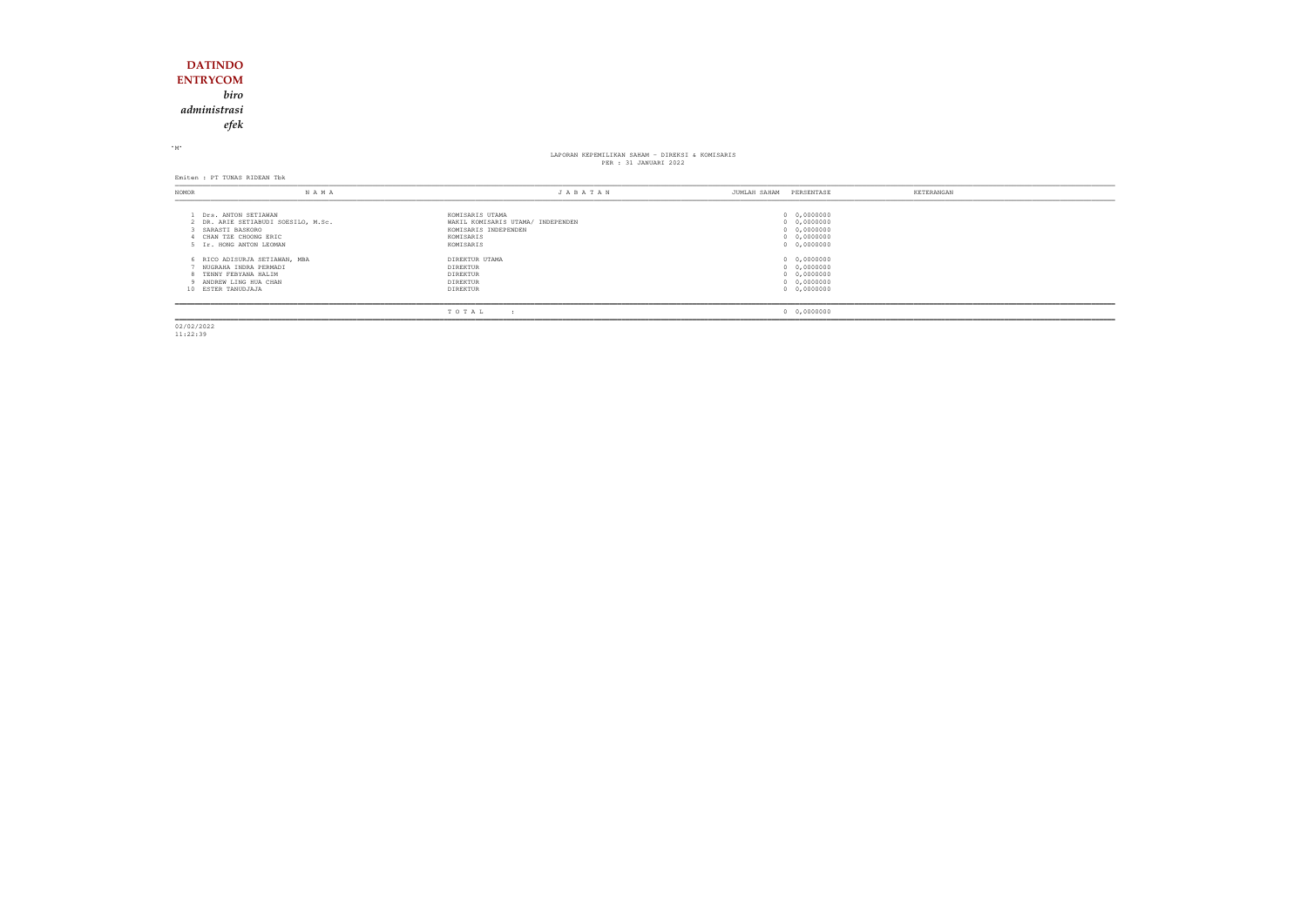**DATINDO ENTRYCOM**

*biro administrasi efek*

"M"

LAPORAN KEPEMILIKAN SAHAM - DIREKSI & KOMISARIS
PER : 31 JANUARI 2022

Emiten : PT TUNAS RIDEAN Tbk

| NOMOR | N A M A | J A B A T A N | JUMLAH SAHAM | PERSENTASE | KETERANGAN |
|---|---|---|---|---|---|
| 1 | Drs. ANTON SETIAWAN | KOMISARIS UTAMA | 0 | 0,0000000 | |
| 2 | DR. ARIE SETIABUDI SOESILO, M.Sc. | WAKIL KOMISARIS UTAMA/ INDEPENDEN | 0 | 0,0000000 | |
| 3 | SARASTI BASKORO | KOMISARIS INDEPENDEN | 0 | 0,0000000 | |
| 4 | CHAN TZE CHOONG ERIC | KOMISARIS | 0 | 0,0000000 | |
| 5 | Ir. HONG ANTON LEOMAN | KOMISARIS | 0 | 0,0000000 | |
| 6 | RICO ADISURJA SETIAWAN, MBA | DIREKTUR UTAMA | 0 | 0,0000000 | |
| 7 | NUGRAHA INDRA PERMADI | DIREKTUR | 0 | 0,0000000 | |
| 8 | TENNY FEBYANA HALIM | DIREKTUR | 0 | 0,0000000 | |
| 9 | ANDREW LING HUA CHAN | DIREKTUR | 0 | 0,0000000 | |
| 10 | ESTER TANUDJAJA | DIREKTUR | 0 | 0,0000000 | |
| | | T O T A L : | 0 | 0,0000000 | |

02/02/2022
11:22:39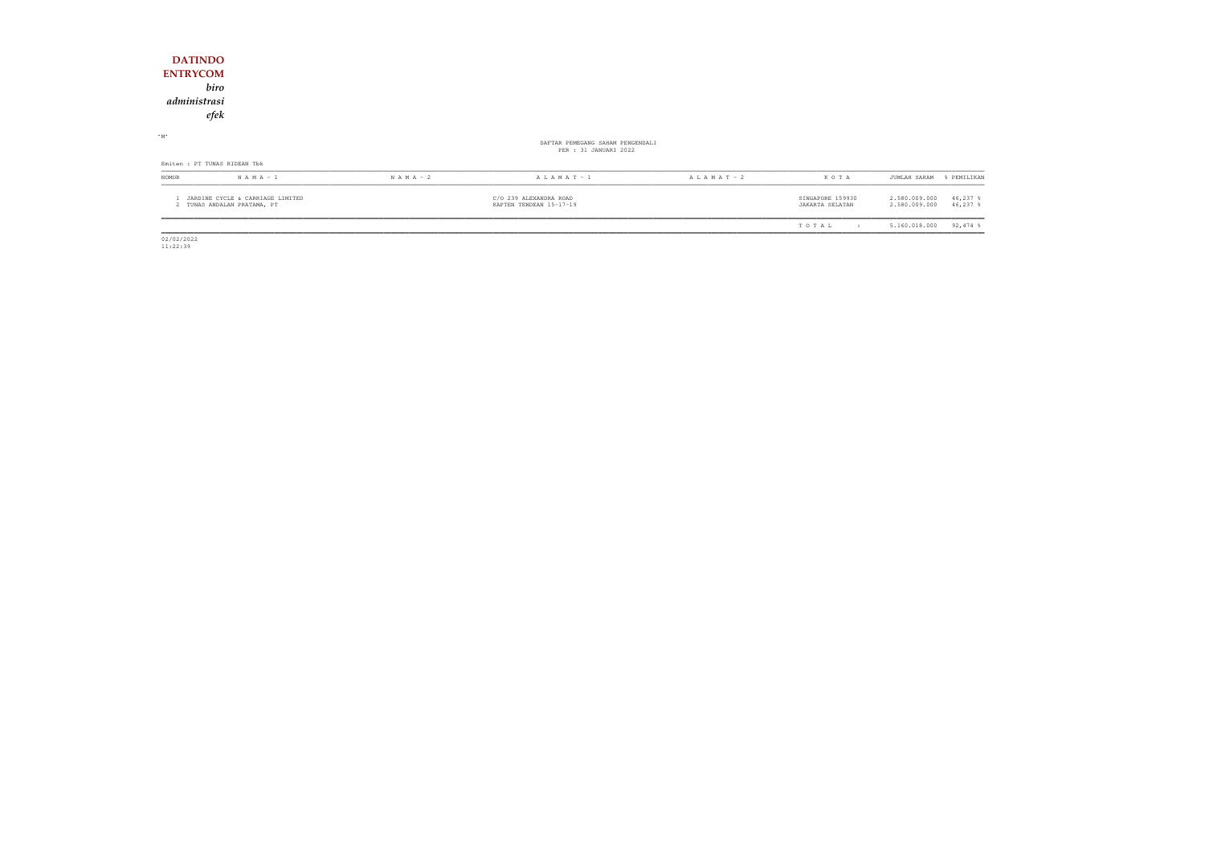**DATINDO**
**ENTRYCOM**
*biro*
*administrasi*
*efek*

"M"

DAFTAR PEMEGANG SAHAM PENGENDALI
PER : 31 JANUARI 2022

Emiten : PT TUNAS RIDEAN Tbk

| NOMOR | N A M A - 1 | N A M A - 2 | A L A M A T - 1 | A L A M A T - 2 | K O T A | JUMLAH SAHAM | % PEMILIKAN |
|---|---|---|---|---|---|---|---|
| 1 | JARDINE CYCLE & CARRIAGE LIMITED | | C/O 239 ALEXANDRA ROAD | | SINGAPORE 159930 | 2.580.009.000 | 46,237 % |
| 2 | TUNAS ANDALAN PRATAMA, PT | | KAPTEN TENDEAN 15-17-19 | | JAKARTA SELATAN | 2.580.009.000 | 46,237 % |
| | | | | | T O T A L : | 5.160.018.000 | 92,474 % |

02/02/2022
11:22:39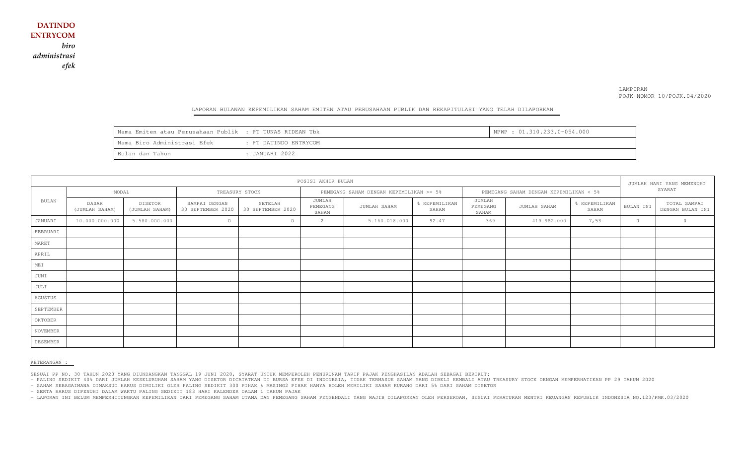**DATINDO ENTRYCOM**

***biro administrasi efek***

LAMPIRAN
POJK NOMOR 10/POJK.04/2020

LAPORAN BULANAN KEPEMILIKAN SAHAM EMITEN ATAU PERUSAHAAN PUBLIK DAN REKAPITULASI YANG TELAH DILAPORKAN

| | | |
|---|---|---|
| Nama Emiten atau Perusahaan Publik | : PT TUNAS RIDEAN Tbk | NPWP : 01.310.233.0-054.000 |
| Nama Biro Administrasi Efek | : PT DATINDO ENTRYCOM | |
| Bulan dan Tahun | : JANUARI 2022 | |

| BULAN | POSISI AKHIR BULAN | | | | | | | | | | JUMLAH HARI YANG MEMENUHI SYARAT | |
|---|---|---|---|---|---|---|---|---|---|---|---|---|
| | MODAL | | TREASURY STOCK | | PEMEGANG SAHAM DENGAN KEPEMILIKAN >= 5% | | | PEMEGANG SAHAM DENGAN KEPEMILIKAN < 5% | | | | |
| | DASAR (JUMLAH SAHAM) | DISETOR (JUMLAH SAHAM) | SAMPAI DENGAN 30 SEPTEMBER 2020 | SETELAH 30 SEPTEMBER 2020 | JUMLAH PEMEGANG SAHAM | JUMLAH SAHAM | % KEPEMILIKAN SAHAM | JUMLAH PEMEGANG SAHAM | JUMLAH SAHAM | % KEPEMILIKAN SAHAM | BULAN INI | TOTAL SAMPAI DENGAN BULAN INI |
| JANUARI | 10.000.000.000 | 5.580.000.000 | 0 | 0 | 2 | 5.160.018.000 | 92.47 | 369 | 419.982.000 | 7,53 | 0 | 0 |
| FEBRUARI | | | | | | | | | | | | |
| MARET | | | | | | | | | | | | |
| APRIL | | | | | | | | | | | | |
| MEI | | | | | | | | | | | | |
| JUNI | | | | | | | | | | | | |
| JULI | | | | | | | | | | | | |
| AGUSTUS | | | | | | | | | | | | |
| SEPTEMBER | | | | | | | | | | | | |
| OKTOBER | | | | | | | | | | | | |
| NOVEMBER | | | | | | | | | | | | |
| DESEMBER | | | | | | | | | | | | |

KETERANGAN :

SESUAI PP NO. 30 TAHUN 2020 YANG DIUNDANGKAN TANGGAL 19 JUNI 2020, SYARAT UNTUK MEMPEROLEH PENURUNAN TARIF PAJAK PENGHASILAN ADALAH SEBAGAI BERIKUT:
- PALING SEDIKIT 40% DARI JUMLAH KESELURUHAN SAHAM YANG DISETOR DICATATKAN DI BURSA EFEK DI INDONESIA, TIDAK TERMASUK SAHAM YANG DIBELI KEMBALI ATAU TREASURY STOCK DENGAN MEMPERHATIKAN PP 29 TAHUN 2020
- SAHAM SEBAGAIMANA DIMAKSUD HARUS DIMILIKI OLEH PALING SEDIKIT 300 PIHAK & MASING2 PIHAK HANYA BOLEH MEMILIKI SAHAM KURANG DARI 5% DARI SAHAM DISETOR
- SERTA HARUS DIPENUHI DALAM WAKTU PALING SEDIKIT 183 HARI KALENDER DALAM 1 TAHUN PAJAK
- LAPORAN INI BELUM MEMPERHITUNGKAN KEPEMILIKAN DARI PEMEGANG SAHAM UTAMA DAN PEMEGANG SAHAM PENGENDALI YANG WAJIB DILAPORKAN OLEH PERSEROAN, SESUAI PERATURAN MENTRI KEUANGAN REPUBLIK INDONESIA NO.123/PMK.03/2020